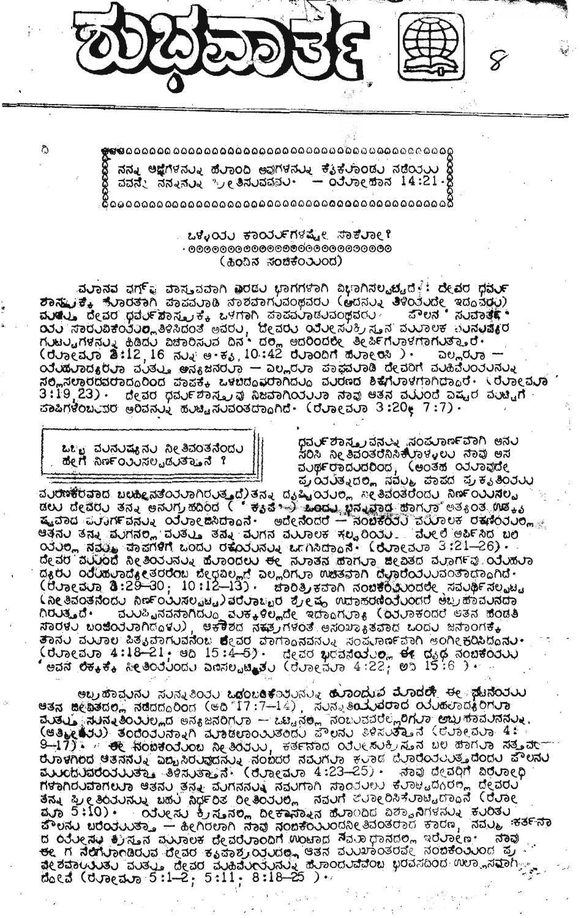# ಶುಭವಾರ್ತೆ

8

> ನನ್ನ ಆಜ್ಞೆಗಳನ್ನು ಹೊಂದಿ ಅವುಗಳನ್ನು ಕೈಕೊಂಡು ನಡೆಯುವವನೇ ನನ್ನನ್ನು ಪ್ರೀತಿಸುವವನು. — ಯೋಹಾನ 14:21.

## ಒಳ್ಳೆಯ ಕಾರ್ಯಗಳಷ್ಟೇ ಸಾಕೇ?

(ಹಿಂದಿನ ಸಂಚಿಕೆಯಿಂದ)

ಮಾನವ ವರ್ಗವು ವಾಸ್ತವವಾಗಿ ಎರಡು ಭಾಗಗಳಾಗಿ ವಿಭಾಗಿಸಲ್ಪಟ್ಟಿದೆ: ದೇವರ ಧರ್ಮಶಾಸ್ತ್ರಕ್ಕೆ ಹೊರತಾಗಿ ಪಾಪಮಾಡಿ ನಾಶವಾಗುವಂಥವರು (ಅದನ್ನು ತಿಳಿಯದೇ ಇದ್ದವರು) ಮತ್ತು ದೇವರ ಧರ್ಮಶಾಸ್ತ್ರಕ್ಕೆ ಒಳಗಾಗಿ ಪಾಪಮಾಡುವಂಥವರು. ಪೌಲನ 'ಸುವಾರ್ತೆಯ ಸಾರುವಿಕೆಯಂತೆ' ತಿಳಿಸಿದಂತೆ ಅವರು, ದೇವರು ಯೇಸುಕ್ರಿಸ್ತನ ಮೂಲಕ ಮನುಷ್ಯರ ಗುಟ್ಟುಗಳನ್ನು ಹಿಡಿದು ವಿಚಾರಿಸುವ ದಿನ' ದಲ್ಲಿ ಅದರಿಂದಲೇ ತೀರ್ಪಿಗೊಳಗಾಗುತ್ತಾರೆ. (ರೋಮಾ 3:12,16 ನ್ನು ಅ.ಕೃ. 10:42 ರೊಂದಿಗೆ ಹೋಲಿಸಿ). ಎಲ್ಲರೂ — ಯೆಹೂದ್ಯರೂ ಮತ್ತು ಅನ್ಯಜನರೂ — ಎಲ್ಲರೂ ಪಾಪಮಾಡಿ ದೇವರಿಗೆ ಮಹಿಮೆಯನ್ನು ಸಲ್ಲಿಸಲಾರದವರಾದ್ದರಿಂದ ಪಾಪಕ್ಕೆ ಒಳಬಿದ್ದವರಾಗಿದ್ದು ಮರಣದ ಶಿಕ್ಷೆಗೊಳಗಾಗಿದ್ದಾರೆ. (ರೋಮಾ 3:19,23). ದೇವರ ಧರ್ಮಶಾಸ್ತ್ರವು ನಿಜವಾಗಿಯೂ ನಾವು ಆತನ ಮುಂದೆ ಎಷ್ಟರ ಮಟ್ಟಿಗೆ ಪಾಪಿಗಳೆಂಬುವ ಅರಿವನ್ನು ಹುಟ್ಟಿಸುವಂತದ್ದಾಗಿದೆ. (ರೋಮಾ 3:20; 7:7).

### ಒಬ್ಬ ಮನುಷ್ಯನು ನೀತಿವಂತನೆಂದು ಹೇಗೆ ನಿರ್ಣಯಿಸಲ್ಪಡುತ್ತಾನೆ?

ಧರ್ಮಶಾಸ್ತ್ರವನ್ನು ಸಂಪೂರ್ಣವಾಗಿ ಅನುಸರಿಸಿ ನೀತಿವಂತರೆನಿಸಿಕೊಳ್ಳಲು ನಾವು ಅಸಮರ್ಥರಾದುದರಿಂದ, (ಅಂತಹ ಯಾವುದೇ ಪ್ರಯತ್ನದಲ್ಲಿ ನಮ್ಮ ಪಾಪದ ಪ್ರಕೃತಿಯು ಮರಣಕರವಾದ ಬಲಹೀನತೆಯಾಗಿರುತ್ತದೆ) ತನ್ನ ದೃಷ್ಟಿಯಲ್ಲಿ ನೀತಿವಂತರೆಂದು ನಿರ್ಣಯಿಸಲ್ಪಡಲು ದೇವರು ತನ್ನ ಅನುಗ್ರಹದಿಂದ ('ಕೃಪೆ') ಒಂದು ಭಿನ್ನವಾದ ಹಾಗೂ ಅತ್ಯಂತ ಉತ್ಕೃಷ್ಟವಾದ ಮಾರ್ಗವನ್ನು ಯೋಜಿಸಿದ್ದಾನೆ. ಅದೇನೆಂದರೆ — ನಂಬಿಕೆಯ ಮೂಲಕ ರಕ್ಷಣೆಯಲ್ಲಿ. ಆತನು ತನ್ನ ಮಗನಲ್ಲಿ ಮತ್ತು ತನ್ನ ಮಗನ ಮೂಲಕ ಕಲ್ವರಿಯ ಮೇಲೆ ಅರ್ಪಿಸಿದ ಬಲಿಯಲ್ಲಿ ನಮ್ಮ ಪಾಪಗಳಿಗೆ ಒಂದು ರಕ್ಷೆಯನ್ನು ಒದಗಿಸಿದ್ದಾನೆ. (ರೋಮಾ 3:21–26). ದೇವರ ಮುಂದೆ ನೀತಿಯನ್ನು ಹೊಂದಲು ಈ ನೂತನ ಹಾಗೂ ಜೀವಿತದ ಮಾರ್ಗವು ಯೆಹೂದ್ಯರು ಯೆಹೂದ್ಯೇತರರೆಂಬ ಭೇದವಿಲ್ಲದೆ ಎಲ್ಲರಿಗೂ ಉಚಿತವಾಗಿ ದೊರೆಯುವಂತದ್ದಾಗಿದೆ. (ರೋಮಾ 3:29–30; 10:12–13). ಚಾರಿತ್ರಿಕವಾಗಿ ನಂಬಿಕೆಯಿಂದಲೇ ಸಮರ್ಥಿಸಲ್ಪಟ್ಟ (ನೀತಿವಂತನೆಂದು ನಿರ್ಣಯಿಸಲ್ಪಟ್ಟ) ವರೊಬ್ಬರ ಶ್ರೇಷ್ಠ ಉದಾಹರಣೆಯೆಂದರೆ ಅಬ್ರಹಾಮನದಾಗಿರುತ್ತದೆ. ಮುಪ್ಪಿನವನಾಗಿದ್ದು ಮಕ್ಕಳಿಲ್ಲದೇ ಇದ್ದಾಗ್ಯೂ (ಯಾಕೆಂದರೆ ಆತನ ಹೆಂಡತಿ ಸಾರಳು ಬಂಜೆಯಾಗಿದ್ದಳು), ಆಕಾಶದ ನಕ್ಷತ್ರಗಳಂತೆ ಅಸಂಖ್ಯಾತವಾದ ಒಂದು ಜನಾಂಗಕ್ಕೆ ತಾನು ಮೂಲ ಪಿತೃವಾಗುವನೆಂಬ ದೇವರ ವಾಗ್ದಾನವನ್ನು ಸಂಪೂರ್ಣವಾಗಿ ಅಂಗೀಕರಿಸಿದನು. (ರೋಮಾ 4:18–21; ಆದಿ 15:4–5). ದೇವರ ಭರವಸೆಯಲ್ಲಿ ಈ ದೃಢ ನಂಬಿಕೆಯು ಅವನ ಲೆಕ್ಕಕ್ಕೆ ನೀತಿಯೆಂದು ಎಣಿಸಲ್ಪಟ್ಟಿತು (ರೋಮಾ 4:22; ಆದಿ 15:6).

ಅಬ್ರಹಾಮನು ಸುನ್ನತಿಯ ಒಡಂಬಡಿಕೆಯನ್ನು ಹೊಂದುವ ಮೊದಲೇ ಈ ಘಟನೆಯು ಆತನ ಜೀವಿತದಲ್ಲಿ ನಡೆದುದರಿಂದ (ಆದಿ 17:7–14), ಸುನ್ನತಿಯುಳ್ಳವರಾದ ಯೆಹೂದ್ಯರಿಗೂ ಮತ್ತು ಸುನ್ನತಿಯಿಲ್ಲದ ಅನ್ಯಜನರಿಗೂ — ಒಟ್ಟಿನಲ್ಲಿ ನಂಬುವವರೆಲ್ಲರಿಗೂ ಅಬ್ರಹಾಮನನ್ನು (ಆತ್ಮೀಕರು) ತಂದೆಯನ್ನಾಗಿ ಮಾಡಲಾಯಿತೆಂದು ಪೌಲನು ತಿಳಿಸುತ್ತಾನೆ (ರೋಮಾ 4:9–17). ಈ ನಂಬಿಕೆಯೆಂಬ ನೀತಿಯು, ಕರ್ತನಾದ ಯೇಸುಕ್ರಿಸ್ತನ ಬಲ ಹಾಗೂ ಸತ್ತವರೊಳಗಿಂದ ಆತನನ್ನು ಎಬ್ಬಿಸಿರುವುದನ್ನು ನಂಬಿದರೆ ನಮಗೂ ಕೂಡ ದೊರೆಯುತ್ತದೆಂದು ಪೌಲನು ಮುಂದುವರೆಯುತ್ತಾ ತಿಳಿಸುತ್ತಾನೆ. (ರೋಮಾ 4:23–25). ನಾವು ದೇವರಿಗೆ ವಿರೋಧಿಗಳಾಗಿರುವಾಗಲೂ ಆತನು ತನ್ನ ಮಗನನ್ನು ನಮಗಾಗಿ ಸಾಯಲು ಕೊಟ್ಟದ್ದರಲ್ಲಿ ದೇವರು ತನ್ನ ಪ್ರೀತಿಯನ್ನು ಬಹು ನಿರ್ಧರಿತ ರೀತಿಯಲ್ಲಿ ನಮಗೆ ತೋರಿಸಿಕೊಟ್ಟದ್ದಾನೆ (ರೋಮಾ 5:10). ಯೇಸು ಕ್ರಿಸ್ತನಲ್ಲಿ ದೀಕ್ಷಾಸ್ನಾನ ಹೊಂದಿದ ವಿಶ್ವಾಸಿಗಳನ್ನು ಕುರಿತು ಪೌಲನು ಬರೆಯುತ್ತಾ — ಹೀಗಿರಲಾಗಿ ನಾವು ನಂಬಿಕೆಯಿಂದನೀತಿವಂತರಾದ ಕಾರಣ, ನಮ್ಮ ಕರ್ತನಾದ ಯೇಸು ಕ್ರಿಸ್ತನ ಮೂಲಕ ದೇವರೊಂದಿಗೆ ಉಂಟಾದ ಸಮಾಧಾನದಲ್ಲಿ ಇರೋಣ. ನಾವು ಈಗ ನೆಲೆಗೊಂಡಿರುವ ದೇವರ ಕೃಪಾಶ್ರಯದಲ್ಲಿ ಆತನ ಮುಖಾಂತರವೇ ನಂಬಿಕೆಯಿಂದ ಪ್ರವೇಶವಾಯಿತು ಮತ್ತು ದೇವರ ಮಹಿಮೆಯನ್ನು ಹೊಂದುವೆವೆಂಬ ಭರವಸದಿಂದ ಉಲ್ಲಾಸವಾಗಿದ್ದೇವೆ (ರೋಮಾ 5:1–2; 5:11; 8:18–25).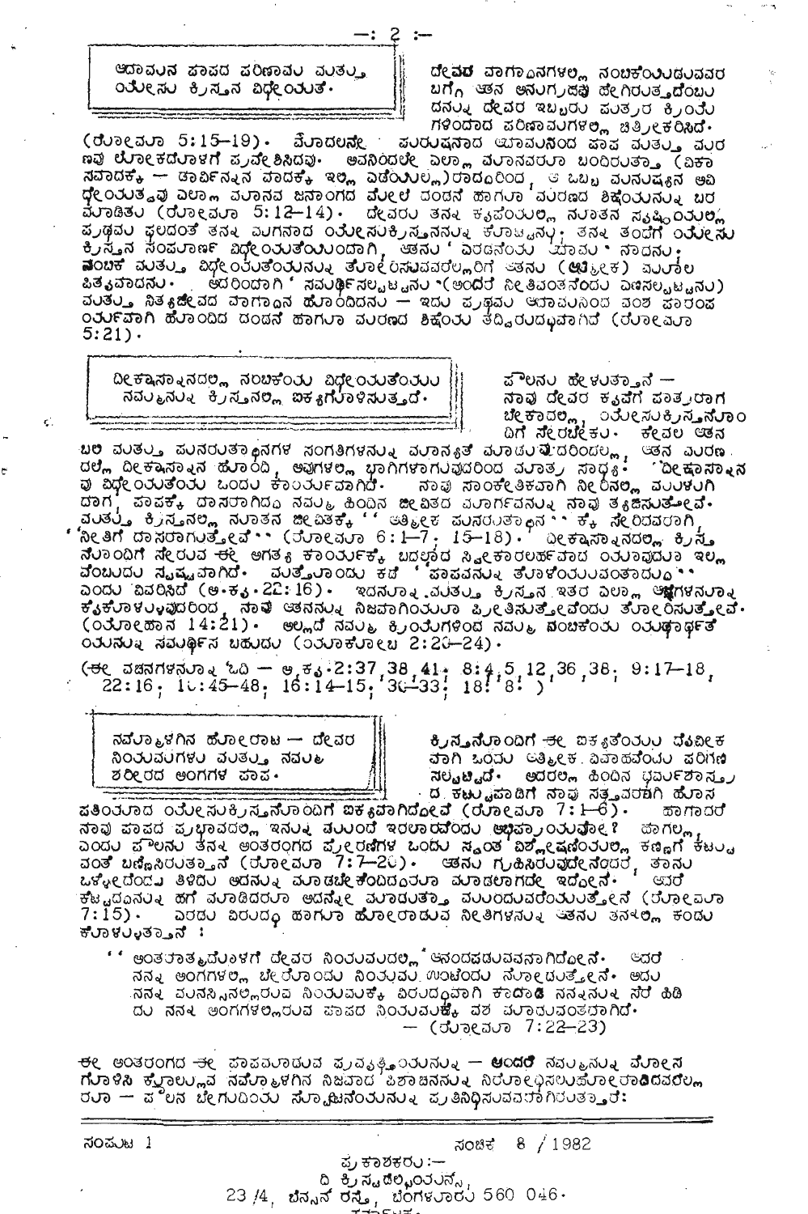### ಆದಾಮನ ಪಾಪದ ಪರಿಣಾಮ ಮತ್ತು ಯೇಸು ಕ್ರಿಸ್ತನ ವಿಧೇಯತೆ.

ದೇವರ ವಾಗ್ದಾನಗಳಲ್ಲಿ ನಂಬಿಕೆಯಿಡುವವರ ಬಗ್ಗೆ ಆತನ ಅನುಗ್ರಹವು ಹೇಗಿರುತ್ತದೆಂಬುದನ್ನು ದೇವರ ಇಬ್ಬರು ಪುತ್ರರ ಕ್ರಿಯೆಗಳಿಂದಾದ ಪರಿಣಾಮಗಳಲ್ಲಿ ಚಿತ್ರೀಕರಿಸಿದೆ (ರೋಮಾ 5:15–19). ಮೊದಲನೇ ಪುರುಷನಾದ ಆದಾಮನಿಂದ ಪಾಪ ಮತ್ತು ಮರಣ ಲೋಕದೊಳಗೆ ಪ್ರವೇಶಿಸಿದವು. ಅವನಿಂದಲೇ ಎಲ್ಲಾ ಮಾನವರೂ ಬಂದಿರುತ್ತಾ (ವಿಕಾಸವಾದಕ್ಕೆ — ಡಾರ್ವಿನ್ನನ ವಾದಕ್ಕೆ ಇಲ್ಲಿ ಎಡೆಯಿಲ್ಲ)ರಾದ್ದರಿಂದ, ಆ ಒಬ್ಬ ಮನುಷ್ಯನ ಅವಿಧೇಯತ್ವವು ಎಲ್ಲಾ ಮಾನವ ಜನಾಂಗದ ಮೇಲೆ ದಂಡನೆ ಹಾಗೂ ಮರಣದ ಶಿಕ್ಷೆಯನ್ನು ಬರಮಾಡಿತು (ರೋಮಾ 5:12–14). ದೇವರು ತನ್ನ ಕೃಪೆಯಲ್ಲಿ ನೂತನ ಸೃಷ್ಟಿಯಲ್ಲಿ ಪ್ರಥಮ ಫಲದಂತೆ ತನ್ನ ಮಗನಾದ ಯೇಸುಕ್ರಿಸ್ತನನ್ನು ಕೊಟ್ಟನು. ತನ್ನ ತಂದೆಗೆ ಯೇಸುಕ್ರಿಸ್ತನ ಸಂಪೂರ್ಣ ವಿಧೇಯತೆಯಿಂದಾಗಿ, ಆತನು 'ಎರಡನೆಯ ಆದಾಮ' ನಾದನು. ನಂಬಿಕೆ ಮತ್ತು ವಿಧೇಯತೆಯನ್ನು ತೋರಿಸುವವರೆಲ್ಲರಿಗೆ ಆತನು (ಆತ್ಮೀಕ) ಮೂಲ ಪಿತೃವಾದನು. ಆದರಿಂದಾಗಿ 'ಸಮರ್ಥನಲ್ಪಟ್ಟನು' (ಅಂದರೆ ನೀತಿವಂತನೆಂದು ಎಣಿಸಲ್ಪಟ್ಟನು) ಮತ್ತು ನಿತ್ಯಜೀವದ ವಾಗ್ದಾನ ಹೊಂದಿದನು — ಇದು ಪ್ರಥಮ ಆದಾಮನಿಂದ ವಂಶ ಪಾರಂಪರ್ಯವಾಗಿ ಹೊಂದಿದ ದಂಡನೆ ಹಾಗೂ ಮರಣದ ಶಿಕ್ಷೆಯ ತದ್ವಿರುದ್ಧವಾಗಿದೆ (ರೋಮಾ 5:21).

### ದೀಕ್ಷಾಸ್ನಾನದಲ್ಲಿ ನಂಬಿಕೆಯ ವಿಧೇಯತೆಯು ನಮ್ಮನ್ನು ಕ್ರಿಸ್ತನಲ್ಲಿ ಐಕ್ಯಗೊಳಿಸುತ್ತದೆ.

ಪೌಲನು ಹೇಳುತ್ತಾನೆ — ನಾವು ದೇವರ ಕೃಪೆಗೆ ಪಾತ್ರರಾಗಬೇಕಾದಲ್ಲಿ, ಯೇಸುಕ್ರಿಸ್ತನೊಂದಿಗೆ ಸೇರಬೇಕು. ಕೇವಲ ಆತನ ಬಲಿ ಮತ್ತು ಪುನರುತ್ಥಾನಗಳ ಸಂಗತಿಗಳನ್ನು ಮಾನ್ಯತೆ ಮಾಡುವುದರಿಂದಲ್ಲ, ಆತನ ಮರಣದಲ್ಲಿ ದೀಕ್ಷಾಸ್ನಾನ ಹೊಂದಿ, ಅವುಗಳಲ್ಲಿ ಭಾಗಿಗಳಾಗುವುದರಿಂದ ಮಾತ್ರ ಸಾಧ್ಯ. ದೀಕ್ಷಾಸ್ನಾನವು ವಿಧೇಯತೆಯ ಒಂದು ಕಾರ್ಯವಾಗಿದೆ. ನಾವು ಸಾಂಕೇತಿಕವಾಗಿ ನೀರಿನಲ್ಲಿ ಮುಳುಗಿದಾಗ, ಪಾಪಕ್ಕೆ ದಾಸರಾಗಿದ್ದ ನಮ್ಮ ಹಿಂದಿನ ಜೀವಿತದ ಮಾರ್ಗವನ್ನು ನಾವು ತ್ಯಜಿಸುತ್ತೇವೆ. ಮತ್ತು ಕ್ರಿಸ್ತನಲ್ಲಿ ನೂತನ ಜೀವಿತಕ್ಕೆ ''ಆತ್ಮೀಕ ಪುನರುತ್ಥಾನ'' ಕ್ಕೆ ಸೇರಿದವರಾಗಿ, 'ನೀತಿಗೆ ದಾಸರಾಗುತ್ತೇವೆ'' (ರೋಮಾ 6:1–7, 15–18). ದೀಕ್ಷಾಸ್ನಾನದಲ್ಲಿ ಕ್ರಿಸ್ತನೊಂದಿಗೆ ಸೇರುವ ಈ ಅಗತ್ಯ ಕಾರ್ಯಕ್ಕೆ ಬದಲಾದ ಸ್ವೀಕಾರಾರ್ಹವಾದ ಯಾವುದೂ ಇಲ್ಲವೆಂಬುದು ಸ್ಪಷ್ಟವಾಗಿದೆ. ಮತ್ತೊಂದು ಕಡೆ 'ಪಾಪವನ್ನು ತೊಳೆಯುವಂತಾದುದು'' ಎಂದು ವಿವರಿಸಿದೆ (ಅ.ಕೃ.22:16). ಇದನ್ನೂ ಮತ್ತು ಕ್ರಿಸ್ತನ ಇತರ ಎಲ್ಲಾ ಆಜ್ಞೆಗಳನ್ನೂ ಕೈಕೊಳ್ಳುವುದರಿಂದ, ನಾವು ಆತನನ್ನು ನಿಜವಾಗಿಯೂ ಪ್ರೀತಿಸುತ್ತೇವೆಂದು ತೋರಿಸುತ್ತೇವೆ. (ಯೋಹಾನ 14:21). ಅಲ್ಲದೆ ನಮ್ಮ ಕ್ರಿಯೆಗಳಿಂದ ನಮ್ಮ ನಂಬಿಕೆಯ ಯಥಾರ್ಥತೆಯನ್ನು ಸಮರ್ಥಿಸಬಹುದು (ಯಾಕೋಬ 2:20–24).

(ಈ ವಚನಗಳನ್ನೂ ಓದಿ — ಅ.ಕೃ.2:37,38,41; 8:4,5,12,36,38; 9:17–18, 22:16; 10:45–48; 16:14–15, 30–33; 18:8.)

### ನಮ್ಮೊಳಗಿನ ಹೋರಾಟ — ದೇವರ ನಿಯಮಗಳು ಮತ್ತು ನಮ್ಮ ಶರೀರದ ಅಂಗಗಳ ಪಾಪ.

ಕ್ರಿಸ್ತನೊಂದಿಗೆ ಈ ಐಕ್ಯತೆಯು ದೈವೀಕವಾಗಿ ಒಂದು ಆತ್ಮೀಕ ವಿವಾಹವೆಂದು ಪರಿಗಣಿಸಲ್ಪಟ್ಟಿದೆ. ಆದರಲ್ಲಿ ಹಿಂದಿನ ಧರ್ಮಶಾಸ್ತ್ರದ ಕಟ್ಟುಪಾಡಿಗೆ ನಾವು ಸತ್ತವರಾಗಿ ಹೊಸ ಪತಿಯಾದ ಯೇಸುಕ್ರಿಸ್ತನೊಂದಿಗೆ ಐಕ್ಯವಾಗಿದ್ದೇವೆ (ರೋಮಾ 7:1–6). ಹಾಗಾದರೆ ನಾವು ಪಾಪದ ಪ್ರಭಾವದಲ್ಲಿ ಇನ್ನು ಮುಂದೆ ಇರಲಾರೆವೆಂದು ಅಭಿಪ್ರಾಯವೋ? ಹಾಗಲ್ಲ, ಎಂದು ಪೌಲನು ತನ್ನ ಅಂತರಂಗದ ಪ್ರೇರಣೆಗಳ ಒಂದು ಸ್ವಂತ ವಿಶ್ಲೇಷಣೆಯಲ್ಲಿ ಕಣ್ಣಿಗೆ ಕಟ್ಟುವಂತೆ ಬಣ್ಣಿಸಿರುತ್ತಾನೆ (ರೋಮಾ 7:7–20). ಆತನು ಗ್ರಹಿಸಿರುವುದೇನೆಂದರೆ, ತಾನು ಒಳ್ಳೇದೆಂದು ತಿಳಿದು ಅದನ್ನು ಮಾಡಬೇಕೆಂದಿದ್ದರೂ ಮಾಡಲಾಗದೇ ಇದ್ದೇನೆ. ಆದರೆ ಕೆಟ್ಟದ್ದನ್ನು ಹಗೆ ಮಾಡಿದರೂ ಅದನ್ನೇ ಮಾಡುತ್ತಾ ಮುಂದುವರೆಯುತ್ತೇನೆ (ರೋಮಾ 7:15). ಎರಡು ವಿರುದ್ಧ ಹಾಗೂ ಹೋರಾಡುವ ನೀತಿಗಳನ್ನು ಆತನು ತನ್ನಲ್ಲಿ ಕಂಡುಕೊಳ್ಳುತ್ತಾನೆ :

> '' ಅಂತರಾತ್ಮದೊಳಗೆ ದೇವರ ನಿಯಮದಲ್ಲಿ ಆನಂದಪಡುವವನಾಗಿದ್ದೇನೆ. ಆದರೆ ನನ್ನ ಅಂಗಗಳಲ್ಲಿ ಬೇರೊಂದು ನಿಯಮ ಉಂಟೆಂದು ನೋಡುತ್ತೇನೆ. ಅದು ನನ್ನ ಮನಸ್ಸಿನಲ್ಲಿರುವ ನಿಯಮಕ್ಕೆ ವಿರುದ್ಧವಾಗಿ ಕಾದಾಡಿ ನನ್ನನ್ನು ಸೆರೆ ಹಿಡಿದು ನನ್ನ ಅಂಗಗಳಲ್ಲಿರುವ ಪಾಪದ ನಿಯಮಕ್ಕೆ ವಶ ಮಾಡುವಂತಹದಾಗಿದೆ.
> — (ರೋಮಾ 7:22–23)

ಈ ಅಂತರಂಗದ ಈ ಪಾಪಮಾಡುವ ಪ್ರವೃತ್ತಿಯನ್ನು — ಅಂದರೆ ನಮ್ಮನ್ನು ಮೋಸಗೊಳಿಸಿ ಕೊಲ್ಲುವ ನಮ್ಮೊಳಗಿನ ನಿಜವಾದ ಪಿಶಾಚನನ್ನು ನಿರೋಧಿಸಲು ಹೋರಾಡಿದವರೆಲ್ಲರೂ — ಪೌಲನ ಬೇಗುದಿಯ ಸ್ವಾನುಭವವನ್ನು ಪ್ರತಿನಿಧಿಸುವವರಾಗಿರುತ್ತಾರೆ: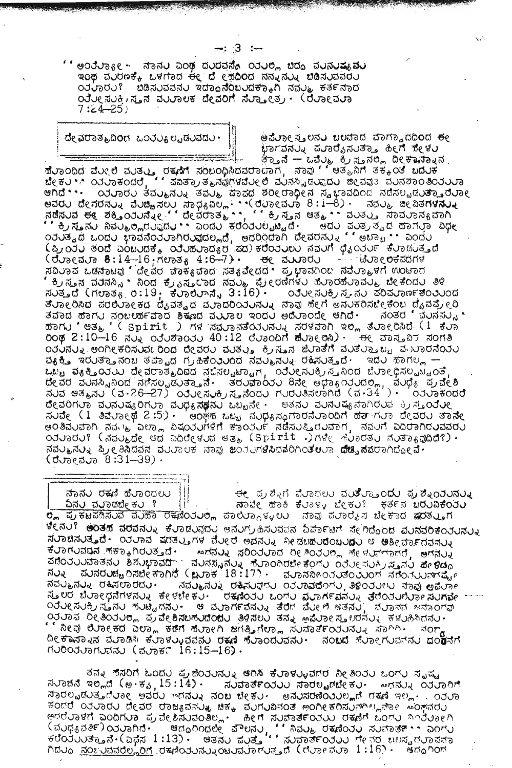"ಅಯ್ಯೋ, ನಾನು ಎಂಥ ದುರವಸ್ಥೆಯಲ್ಲಿ ಬಿದ್ದ ಮನುಷ್ಯನು ಇಂಥ ಮರಣಕ್ಕೆ ಒಳಗಾದ ಈ ದೇಹದಿಂದ ನನ್ನನ್ನು ಬಿಡಿಸುವವರು ಯಾರು? ಬಿಡಿಸುವವನು ಇದ್ದಾನೆಂಬದಕ್ಕಾಗಿ ನಮ್ಮ ಕರ್ತನಾದ ಯೇಸುಕ್ರಿಸ್ತನ ಮೂಲಕ ದೇವರಿಗೆ ಸ್ತೋತ್ರ. (ರೋಮಾ 7:24-25)

**ದೇವರಾತ್ಮದಿಂದ ನಡಿಸಲ್ಪಡುವದು.**

ಅಪೊಸ್ತಲನು ಬಲವಾದ ವಾಗ್ವಾದದಿಂದ ಈ ಭಾಗವನ್ನು ಪೂರೈಸುತ್ತಾ ಹೀಗೆ ಹೇಳುತ್ತಾನೆ — ಒಮ್ಮೆ ಕ್ರಿಸ್ತನಲ್ಲಿ ದೀಕ್ಷಾಸ್ನಾನ ಹೊಂದಿದ ಮೇಲೆ ಮತ್ತು ರಕ್ಷಣೆಗೆ ಸಂಬಂಧಿಸಿದವರಾದಾಗ, ನಾವು "ಆತ್ಮನಿಗೆ ತಕ್ಕಂತೆ ಬದುಕಬೇಕು" ಯಾಕಂದರೆ, "ಪವಿತ್ರಾತ್ಮನವುಗಳ ಮೇಲೆ ಮನಸ್ಸಿಡುವುದು ಜೀವವೂ ಮನಶಾಂತಿಯೂ ಆಗಿದೆ". ಯಾರು ತಮ್ಮನ್ನು ತಮ್ಮ ಪಾಪದ ಶರೀರಾಧೀನ ಸ್ವಭಾವದಿಂದ ನಡೆಸಲ್ಪಡುತ್ತಾರೋ ಅವರು ದೇವರನ್ನು ಮೆಚ್ಚಿಸಲು ಸಾಧ್ಯವಿಲ್ಲ. (ರೋಮಾ 8:1-8). ನಮ್ಮ ಜೀವಿತಗಳನ್ನು ನಡೆಸುವ ಈ ಶಕ್ತಿಯನ್ನೇ "ದೇವರಾತ್ಮ", "ಕ್ರಿಸ್ತನ ಆತ್ಮ" ಮತ್ತು ಸಾಮಾನ್ಯವಾಗಿ "ಕ್ರಿಸ್ತನು ನಿಮ್ಮಲ್ಲಿರುವುದು" ಎಂದು ಕರೆಯಲ್ಪಟ್ಟಿದೆ. ಅದು ಪುತ್ರತ್ವದ ಹಾಗೂ ವಿಧೇಯತ್ವದ ಒಂದು ಭಾವನೆಯಾಗಿರುವುದಲ್ಲದೆ, ಅದರಿಂದಾಗಿ ದೇವರನ್ನು "ಅಬ್ಬಾ" ಎಂದು (ಪ್ರಿಯ ತಂದೆ ಎಂಬುದಕ್ಕೆ ಯೆಹೂದ್ಯರ ಪದ) ಕರೆಯಲು ನಮಗೆ ಧೈರ್ಯ ಕೊಡುತ್ತದೆ (ರೋಮಾ 8:14-16; ಗಲಾತ್ಯ 4:6-7). ಈ ಮೂರು ...ಲೋಕಪದಗಳ ಸವಿಸಾಪ ಒಡನಾಟವು 'ದೇವರ ವಾಕ್ಯವಾದ ಸತ್ಯವೇದದ' ಪ್ರಭಾವದಿಂದ ನಮ್ಮೊಳಗೆ ಉಂಟಾದ 'ಕ್ರಿಸ್ತನ ಮನಸ್ಸಿ'ನಿಂದ ಕ್ರಿಯಸ್ಥವಾದ ನಮ್ಮ ಪ್ರೇರಣೆಗಳು ಹೊರಹೊಮ್ಮಬೇಕೆಂದು ತಿಳಿಸುತ್ತದೆ (ಗಲಾತ್ಯ 5:19; ಕೊಲೊಸ್ಸೆ 3:16). ಯೇಸುಕ್ರಿಸ್ತನು ಪರಿಪೂರ್ಣತೆಯಿಂದ ತೋರಿಸಿದ ಪರಲೋಕದ ದೈವತ್ವದ ಮಾದರಿಯನ್ನು ನಾವು ಹೇಗೆ ಅನುಕರಿಸಬೇಕೆಂಬ ದೈವಪ್ರೇರಿತವಾದ ಹಾಗೂ ನಂಬಲರ್ಹವಾದ ಶಿಕ್ಷಣದ ಮೂಲ ಇಂದು ಅದೊಂದೇ ಆಗಿದೆ. ನಂತರ 'ಮನಸ್ಸು' ಹಾಗು 'ಆತ್ಮ' (Spirit) ಗಳ ಸಮಾನತೆಯನ್ನು ಸರಳವಾಗಿ ಇಲ್ಲಿ ತೋರಿಸಿದೆ (1 ಕೊರಿಂಥ 2:10-16 ನ್ನು ಯೆಶಾಯ 40:12 ರೊಂದಿಗೆ ಹೋಲಿಸಿ). ಈ ವಾಸ್ತವಿಕ ಸಂಗತಿಯನ್ನು ಅಂಗೀಕರಿಸುವದರಿಂದ ದೇವರು ಮತ್ತು ಕ್ರಿಸ್ತನ ಜೊತೆಗೆ ಮತ್ತೊಬ್ಬ ಮೂರನೆಯ ವ್ಯಕ್ತಿ ಇರುತ್ತಾನೆಂಬ ತಪ್ಪಾದ ಗ್ರಹಿಕೆಯಿಂದ ನಮ್ಮನ್ನು ರಕ್ಷಿಸುತ್ತದೆ. ಇದು ಹಾಗಲ್ಲ — ಒಬ್ಬ ವ್ಯಕ್ತಿಯು ದೇವರಾತ್ಮದಿಂದ ನಡೆಸಲ್ಪಟ್ಟಾಗ, ಯೇಸುಕ್ರಿಸ್ತನಿಂದ ಬೋಧಿಸಲ್ಪಟ್ಟಂತೆ, ದೇವರ ಮನಸ್ಸಿನಿಂದ ನಡೆಸಲ್ಪಡುತ್ತಾನೆ. ತರುವಾಯ 8ನೇ ಅಧ್ಯಾಯದಲ್ಲಿ, ಮಧ್ಯೆ ಪ್ರವೇಶಿಸುವ ಆತ್ಮನು (ವ.26-27) ಯೇಸುಕ್ರಿಸ್ತನೆಂದು ಗುರುತಿಸಲಾಗಿದೆ (ವ.34). ಯಾಕಂದರೆ ದೇವರಿಗೂ ಮನುಷ್ಯರಿಗೂ ಮಧ್ಯಸ್ಥನು ಒಬ್ಬನೇ. ಆತನು ಮನುಷ್ಯನಾಗಿರುವ ಕ್ರಿಸ್ತಯೇಸುವೇ (1 ತಿಮೊಥೆ 2:5). ಅಂಥಹ ಒಬ್ಬ ಮಧ್ಯಸ್ಥಗಾರನೊಂದಿಗೆ ಹಾಗೂ ದೇವರು ತಾನೇ ಅಂತಿಮವಾಗಿ ನಮ್ಮ ಎಲ್ಲಾ ವಿಷಯಗಳಿಗೆ ಕಾರ್ಯ ನಡೆಸುತ್ತಿರುವಾಗ, ನಮಗೆ ಎದುರಾಗಿರುವವರು ಯಾರು? (ನಮ್ಮದೇ ಆದ ಎದುರೇಳುವ ಆತ್ಮ (Spirit) ಗಳೇ ಹೊರತು ನಮ್ಮಾತ್ಮವುದಿದೆ?). ನಮ್ಮನ್ನು ಪ್ರೀತಿಸಿದವನ ಮೂಲಕ ನಾವು ಜಯಗಳಿಸಿದವರಿಗಿಂತಲೂ ಹೆಚ್ಚಿನವರಾಗಿದ್ದೇವೆ. (ರೋಮಾ 8:31-39).

**ನಾನು ರಕ್ಷಣೆ ಹೊಂದಲು ಏನು ಮಾಡಬೇಕು?**

ಈ ಪ್ರಶ್ನೆಗೆ ಮೊದಲು ಮತ್ತೊಂದು ಪ್ರಶ್ನೆಯನ್ನು ನಾವೇ ಹಾಕಿ ಕೊಳ್ಳಬೇಕು? ಕರ್ತನ ಬರುವಿಕೆಯಲ್ಲಿ ಪ್ರಕಟಪಡಿಸುವ ಮಹಾ ರಕ್ಷಣೆಯಲ್ಲಿ ಪಾಲ್ಗೊಳ್ಳಲು ನಾವು ಪೂರೈಸಬೇಕಾದ ಷರತ್ತುಗಳೇನು? ಅಂತಹ ವರವನ್ನು ಕೊಡುವುದು ಅನುಗ್ರಹಿಸುವವನ ಏರ್ಪಾಟಿಗೆ ಸೇರಿದ್ದರಿಂದ ಮನವರಿಕೆಯನ್ನು ಸೂಚಿಸುತ್ತದೆ. ಯಾವ ಷರತ್ತುಗಳ ಮೇಲೆ ಅದನ್ನು ನೀಡಬಹುದೆಂಬುದು ಆ ಆಶೀರ್ವಾದವನ್ನು ಕೊಡುವವನ ಹಕ್ಕಾಗಿರುತ್ತದೆ. ಅದನ್ನು ಸರಿಯಾದ ರೀತಿಯಲ್ಲಿ ಸ್ವೀಕರಿಸದಾಗ, ಅದನ್ನು ಪಡೆಯುವಾತನು ಶಿಶುಭಾವದ ಮನಸ್ಸನ್ನು ಹೊಂದಿರಬೇಕೆಂದು ಯೇಸುಕ್ರಿಸ್ತನು ಹೇಳಿದ್ದನ್ನು ಪುನರುಚ್ಚರಿಸಬೇಕಾಗಿದೆ (ಲೂಕ 18:17). ಮಾನವೀಯತೆಯಿಂದ ನಡೆಯುವದರಿಂದ ನಮ್ಮನ್ನು ರಕ್ಷಿಸಲಾರದು. ನಮ್ಮನ್ನು ರಕ್ಷಿಸುವುದು ಯಾವುದೆಂದು ತಿಳಿಯಲು ನಾವು ಅಪೊಸ್ತಲರ ಬೋಧನೆಗಳನ್ನು ಕೇಳಬೇಕು. ರಕ್ಷಣೆಯ ಒಂದು ಮಾರ್ಗವನ್ನು ತೆರೆಯಲೆಂದೇ ಸುಗಮವಾಗಿ ಯೇಸುಕ್ರಿಸ್ತನು ಹುಟ್ಟಿದನು. ಆ ಮಾರ್ಗವನ್ನು ತೆರೆದ ಮೇಲೆ ಆತನು, ಮಾನವ ಜನಾಂಗವು ಯಾವ ರೀತಿಯಲ್ಲಿ ಪ್ರವೇಶಿಸಬಹುದೆಂದು ತಿಳಿಸಲು ತನ್ನ ಅಪೊಸ್ತಲರನ್ನು ಕಳುಹಿಸಿದನು. "ನೀವು ಲೋಕದ ಎಲ್ಲಾ ಕಡೆಗೆ ಹೋಗಿ ಜಗತ್ತಿಗೆಲ್ಲಾ ಸುವಾರ್ತೆಯನ್ನು ಸಾರಿರಿ. ನಂಬಿ ದೀಕ್ಷಾಸ್ನಾನ ಮಾಡಿಸಿ ಕೊಳ್ಳುವವನು ರಕ್ಷಣೆ ಹೊಂದುವನು. ನಂಬದೆ ಹೋಗುವವನು ದಂಡನೆಗೆ ಗುರಿಯಾಗುವನು (ಮಾರ್ಕ 16:15-16).

ತನ್ನ ಹೆಸರಿಗೆ ಒಂದು ಪ್ರಜೆಯನ್ನು ಆರಿಸಿ ಕೊಳ್ಳುವವರ ರೀತಿಯ ಒಂದು ಸ್ಪಷ್ಟ ಸೂಚನೆ ಇಲ್ಲಿದೆ (ಅ.ಕೃ 15:14). ಸುವಾರ್ತೆಯು ಸಾರಲ್ಪಡಬೇಕು. ಅದನ್ನು ಯಾರಿಗೆ ಸಾರಲ್ಪಡುತ್ತದೋ ಅವರು ಅದನ್ನು ನಂಬಬೇಕು. ಅನುಸರಣೆಯಿಲ್ಲದೆ ರಕ್ಷಣೆ ಇಲ್ಲ. ಯಾಕಂದರೆ ಯಾರು ದೇವರ ರಾಜ್ಯವನ್ನು ಚಿಕ್ಕ ಮಗುವಿನಂತೆ ಅಂಗೀಕರಿಸುವದಿಲ್ಲವೋ ಅಂಥವರು ಅದರೊಳಗೆ ಎಂದಿಗೂ ಪ್ರವೇಶಿಸುವದಿಲ್ಲ. ಹೀಗೆ ಸುವಾರ್ತೆಯು ರಕ್ಷಣೆಗೆ ಒಂದು ನಿಮಿತ್ತ (ಮಧ್ಯವರ್ತಿ) ಯಾಗಿದೆ. ಆದ್ದರಿಂದಲೇ ಪೌಲನು "ನಿಮ್ಮ ರಕ್ಷಣೆಯ ಸುವಾರ್ತೆ" ಎಂದು ಕರೆಯುತ್ತಾನೆ. (ಎಫೆಸ 1:13). ಆತನು ಮತ್ತೆ "ಸುವಾರ್ತೆಯು ದೇವರ ಬಲಸ್ವರೂಪವಾಗಿದ್ದು ನಂಬುವವರೆಲ್ಲರಿಗೆ ರಕ್ಷಣೆಯನ್ನುಂಟುಮಾಡುತ್ತದೆ (ರೋಮಾ 1:16). ಆದ್ದರಿಂದ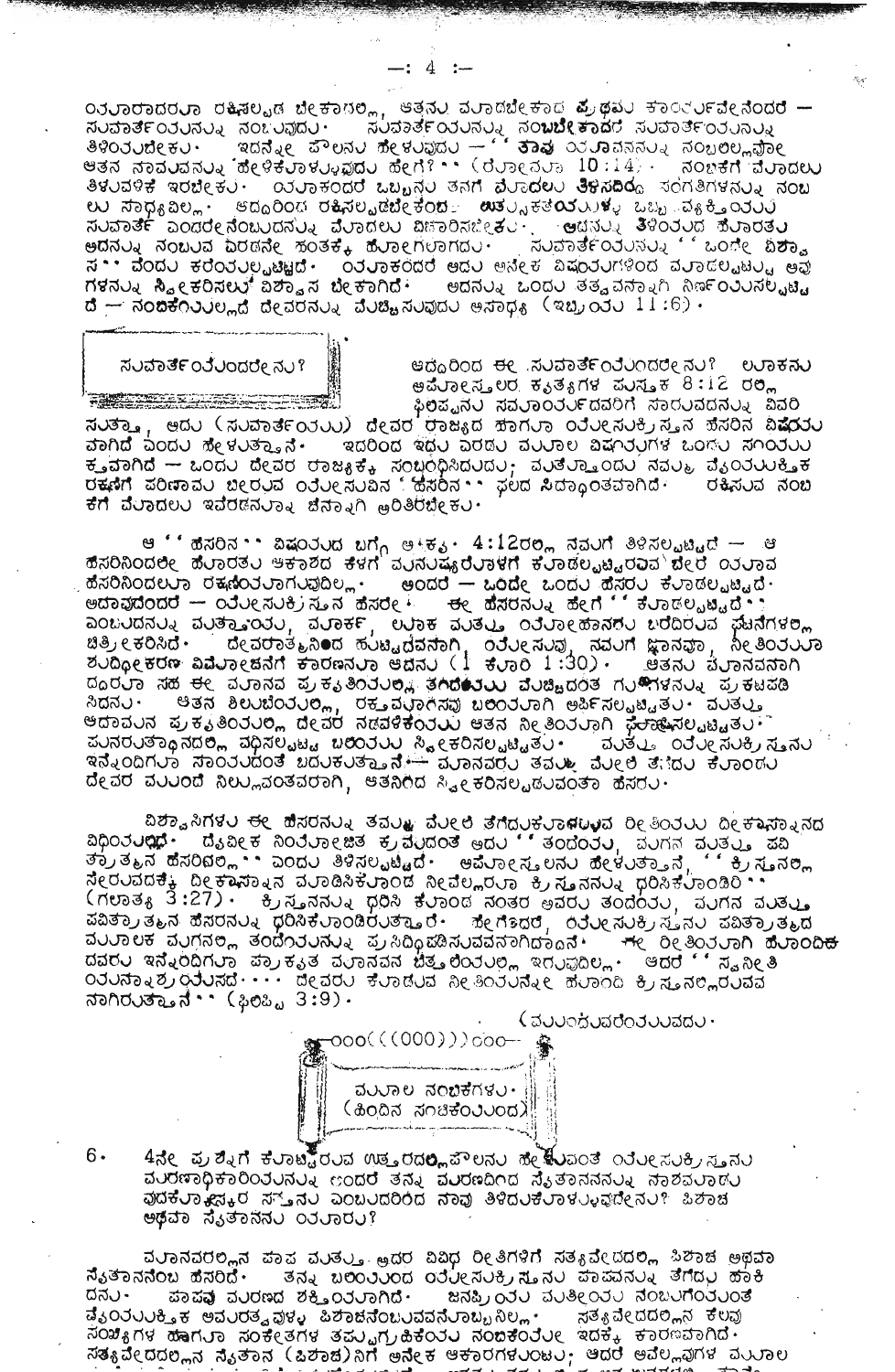ಯಾರಾದರೂ ರಕ್ಷಿಸಲ್ಪಡ ಬೇಕಾದಲ್ಲಿ, ಆತನು ಮಾಡಬೇಕಾದ ಪ್ರಥಮ ಕಾರ್ಯವೇನೆಂದರೆ — ಸುವಾರ್ತೆಯನ್ನು ನಂಬುವುದು. ಸುವಾರ್ತೆಯನ್ನು ನಂಬಬೇಕಾದರೆ ಸುವಾರ್ತೆಯನ್ನು ತಿಳಿಯಬೇಕು. ಇದನ್ನೇ ಪೌಲನು ಹೇಳುವುದು — "ತಾವು ಯಾವನನ್ನು ನಂಬಲಿಲ್ಲವೋ ಆತನ ನಾಮವನ್ನು ಹೇಳಿಕೊಳ್ಳುವುದು ಹೇಗೆ?" (ರೋಮಾ 10:14). ನಂಬಿಕೆಗೆ ಮೊದಲು ತಿಳುವಳಿಕೆ ಇರಬೇಕು. ಯಾಕಂದರೆ ಒಬ್ಬನು ತನಗೆ ಮೊದಲು ತಿಳಿಸದಿದ್ದ ಸಂಗತಿಗಳನ್ನು ನಂಬಲು ಸಾಧ್ಯವಿಲ್ಲ. ಆದ್ದರಿಂದ ರಕ್ಷಿಸಲ್ಪಡಬೇಕೆಂಬ ಉತ್ಸುಕತೆಯುಳ್ಳ ಒಬ್ಬ ವ್ಯಕ್ತಿಯು ಸುವಾರ್ತೆ ಎಂದರೇನೆಂಬುದನ್ನು ಮೊದಲು ವಿಚಾರಿಸಬೇಕು. ಅದನ್ನು ತಿಳಿಯದ ಹೊರತು ಅದನ್ನು ನಂಬುವ ಎರಡನೇ ಹಂತಕ್ಕೆ ಹೋಗಲಾಗದು. ಸುವಾರ್ತೆಯನ್ನು "ಒಂದೇ ವಿಶ್ವಾಸ" ವೆಂದು ಕರೆಯಲ್ಪಟ್ಟಿದೆ. ಯಾಕಂದರೆ ಅದು ಅನೇಕ ವಿಷಯಗಳಿಂದ ಮಾಡಲ್ಪಟ್ಟು ಅವುಗಳನ್ನು ಸ್ವೀಕರಿಸಲು ವಿಶ್ವಾಸ ಬೇಕಾಗಿದೆ. ಅದನ್ನು ಒಂದು ತತ್ವವನ್ನಾಗಿ ನಿರ್ಣಯಿಸಲ್ಪಟ್ಟಿದೆ — ನಂಬಿಕೆಯಿಲ್ಲದೆ ದೇವರನ್ನು ಮೆಚ್ಚಿಸುವುದು ಅಸಾಧ್ಯ (ಇಬ್ರಿಯ 11:6).

### ಸುವಾರ್ತೆಯೆಂದರೇನು?

ಆದ್ದರಿಂದ ಈ ಸುವಾರ್ತೆಯೆಂದರೇನು? ಲೂಕನು ಅಪೋಸ್ತಲರ ಕೃತ್ಯಗಳ ಪುಸ್ತಕ 8:12 ರಲ್ಲಿ ಫಿಲಿಪ್ಪನು ಸಮಾರ್ಯದವರಿಗೆ ಸಾರುವದನ್ನು ವಿವರಿಸುತ್ತಾ, ಅದು (ಸುವಾರ್ತೆಯು) ದೇವರ ರಾಜ್ಯದ ಹಾಗೂ ಯೇಸುಕ್ರಿಸ್ತನ ಹೆಸರಿನ ವಿಷಯವಾಗಿದೆ ಎಂದು ಹೇಳುತ್ತಾನೆ. ಇದರಿಂದ ಇದು ಎರಡು ಮೂಲ ವಿಷಯಗಳ ಒಂದು ಸಂಯುಕ್ತವಾಗಿದೆ — ಒಂದು ದೇವರ ರಾಜ್ಯಕ್ಕೆ ಸಂಬಂಧಿಸಿದುದು; ಮತ್ತೊಂದು ನಮ್ಮ ವೈಯುಕ್ತಿಕ ರಕ್ಷಣೆಗೆ ಪರಿಣಾಮ ಬೀರುವ ಯೇಸುವಿನ "ಹೆಸರಿನ" ಫಲದ ಸಿದ್ಧಾಂತವಾಗಿದೆ. ರಕ್ಷಿಸುವ ನಂಬಿಕೆಗೆ ಮೊದಲು ಇವೆರಡನ್ನೂ ಚೆನ್ನಾಗಿ ಅರಿತಿರಬೇಕು.

ಆ "ಹೆಸರಿನ" ವಿಷಯದ ಬಗ್ಗೆ ಅ.ಕೃ. 4:12ರಲ್ಲಿ ನಮಗೆ ತಿಳಿಸಲ್ಪಟ್ಟಿದೆ — ಆ ಹೆಸರಿನಿಂದಲೇ ಹೊರತು ಆಕಾಶದ ಕೆಳಗೆ ಮನುಷ್ಯರೊಳಗೆ ಕೊಡಲ್ಪಟ್ಟಿರುವ ಬೇರೆ ಯಾವ ಹೆಸರಿನಿಂದಲೂ ರಕ್ಷಣೆಯಾಗುವುದಿಲ್ಲ. ಅಂದರೆ — ಒಂದೇ ಒಂದು ಹೆಸರು ಕೊಡಲ್ಪಟ್ಟಿದೆ. ಅದಾವುದೆಂದರೆ — ಯೇಸುಕ್ರಿಸ್ತನ ಹೆಸರೇ. ಈ ಹೆಸರನ್ನು ಹೇಗೆ "ಕೊಡಲ್ಪಟ್ಟಿದೆ" ಎಂಬುದನ್ನು ಮತ್ತಾಯ, ಮಾರ್ಕ, ಲೂಕ ಮತ್ತು ಯೋಹಾನರು ಬರೆದಿರುವ ಘಟನೆಗಳಲ್ಲಿ ಚಿತ್ರೀಕರಿಸಿದೆ. ದೇವರಾತ್ಮನಿಂದ ಹುಟ್ಟಿದವನಾಗಿ, ಯೇಸುವು ನಮಗೆ ಜ್ಞಾನವೂ, ನೀತಿಯೂ ಶುದ್ಧೀಕರಣ ವಿಮೋಚನೆಗೆ ಕಾರಣನೂ ಆದನು (1 ಕೊರಿ 1:30). ಆತನು ಮಾನವನಾಗಿ ದ್ದರೂ ಸಹ ಈ ಮಾನವ ಪ್ರಕೃತಿಯಲ್ಲಿ ತಂದೆಯು ಮೆಚ್ಚಿದಂತೆ ಗುಣಗಳನ್ನು ಪ್ರಕಟಪಡಿಸಿದನು. ಆತನ ಶಿಲುಬೆಯಲ್ಲಿ, ರಕ್ತಮಾಗಸವು ಬಲಿಯಾಗಿ ಅರ್ಪಿಸಲ್ಪಟ್ಟಿತು. ಮತ್ತು ಆದಾಮನ ಪ್ರಕೃತಿಯಲ್ಲಿ ದೇವರ ನಡವಳಿಕೆಯು ಆತನ ನೀತಿಯಾಗಿ ಘೋಷಿಸಲ್ಪಟ್ಟಿತು. ಪುನರುತ್ಥಾನದಲ್ಲಿ ವಧಿಸಲ್ಪಟ್ಟ ಬಲಿಯು ಸ್ವೀಕರಿಸಲ್ಪಟ್ಟಿತು. ಮತ್ತು ಯೇಸುಕ್ರಿಸ್ತನು ಇನ್ನೆಂದಿಗೂ ಸಾಯುದಂತೆ ಬದುಕುತ್ತಾನೆ — ಮಾನವರು ತಮ್ಮ ಮೇಲೆ ತೆಗೆದು ಕೊಂಡು ದೇವರ ಮುಂದೆ ನಿಲ್ಲುವಂತವರಾಗಿ, ಆತನಿಂದ ಸ್ವೀಕರಿಸಲ್ಪಡುವಂತಾ ಹೆಸರು.

ವಿಶ್ವಾಸಿಗಳು ಈ ಹೆಸರನ್ನು ತಮ್ಮ ಮೇಲೆ ತೆಗೆದುಕೊಳ್ಳುವ ರೀತಿಯು ದೀಕ್ಷಾಸ್ನಾನದ ವಿಧಿಯಲ್ಲಿದೆ. ದೈವೀಕ ನಿಯೋಜಿತ ಕ್ರಮದಂತೆ ಅದು "ತಂದೆಯ, ಮಗನ ಮತ್ತು ಪವಿತ್ರಾತ್ಮನ ಹೆಸರಿನಲ್ಲಿ" ಎಂದು ತಿಳಿಸಲ್ಪಟ್ಟಿದೆ. ಅಪೋಸ್ತಲನು ಹೇಳುತ್ತಾನೆ, "ಕ್ರಿಸ್ತನಲ್ಲಿ ಸೇರುವದಕ್ಕೆ ದೀಕ್ಷಾಸ್ನಾನ ಮಾಡಿಸಿಕೊಂಡ ನೀವೆಲ್ಲರೂ ಕ್ರಿಸ್ತನನ್ನು ಧರಿಸಿಕೊಂಡಿರಿ" (ಗಲಾತ್ಯ 3:27). ಕ್ರಿಸ್ತನನ್ನು ಧರಿಸಿ ಕೊಂಡ ನಂತರ ಅವರು ತಂದೆಯ, ಮಗನ ಮತ್ತು ಪವಿತ್ರಾತ್ಮನ ಹೆಸರನ್ನು ಧರಿಸಿಕೊಂಡಿರುತ್ತಾರೆ. ಹೇಗೆಂದರೆ, ಯೇಸುಕ್ರಿಸ್ತನು ಪವಿತ್ರಾತ್ಮದ ಮೂಲಕ ಮಗನಲ್ಲಿ ತಂದೆಯನ್ನು ಪ್ರಸಿದ್ಧಿಪಡಿಸುವವನಾಗಿದ್ದಾನೆ. ಈ ರೀತಿಯಾಗಿ ಹೊಂದಿಕೊಂಡವರು ಇನ್ನೆಂದಿಗೂ ಪ್ರಾಕೃತ ಮಾನವನ ಚಿತ್ರಣದಲ್ಲಿ ಇರುವುದಿಲ್ಲ. ಆದರೆ "ಸ್ವನೀತಿಯನ್ನಾಶ್ರಯಿಸದೆ.... ದೇವರು ಕೊಡುವ ನೀತಿಯನ್ನೇ ಹೊಂದಿ ಕ್ರಿಸ್ತನಲ್ಲಿರುವವನಾಗಿರುತ್ತಾನೆ" (ಫಿಲಿಪ್ಪಿ 3:9).

(ಮುಂದುವರೆಯುವುದು.

ooo(((000)))ooo

**ಮೂಲ ನಂಬಿಕೆಗಳು.**
**(ಹಿಂದಿನ ಸಂಚಿಕೆಯಿಂದ)**

6. 4ನೇ ಪ್ರಶ್ನೆಗೆ ಕೊಟ್ಟಿರುವ ಉತ್ತರದಲ್ಲಿ ಪೌಲನು ಹೇಳುವಂತೆ ಯೇಸುಕ್ರಿಸ್ತನು ಮರಣಾಧಿಕಾರಿಯನ್ನು ಅಂದರೆ ತನ್ನ ಮರಣದಿಂದ ಸೈತಾನನನ್ನು ನಾಶಮಾಡುವುದಕ್ಕೋಸ್ಕರ ಸತ್ತನು ಎಂಬುದರಿಂದ ನಾವು ತಿಳಿದುಕೊಳ್ಳುವದೇನು? ಪಿಶಾಚ ಅಥವಾ ಸೈತಾನನು ಯಾರು?

ಮಾನವರಲ್ಲಿನ ಪಾಪ ಮತ್ತು ಅದರ ವಿವಿಧ ರೀತಿಗಳಿಗೆ ಸತ್ಯವೇದದಲ್ಲಿ ಪಿಶಾಚ ಅಥವಾ ಸೈತಾನನೆಂಬ ಹೆಸರಿದೆ. ತನ್ನ ಬಲಿಯಿಂದ ಯೇಸುಕ್ರಿಸ್ತನು ಪಾಪವನ್ನು ತೆಗೆದು ಹಾಕಿದನು. ಪಾಪವು ಮರಣದ ಶಕ್ತಿಯಾಗಿದೆ. ಜನಪ್ರಿಯ ಮತೀಯ ನಂಬುಗೆಯಂತೆ ವೈಯುಕ್ತಿಕ ಅಮರತ್ವವುಳ್ಳ ಪಿಶಾಚನೆಂಬುವವನೊಬ್ಬನಿಲ್ಲ. ಸತ್ಯವೇದದಲ್ಲಿನ ಕೆಲವು ಸಂಖ್ಯೆಗಳ ಹಾಗೂ ಸಂಕೇತಗಳ ತಪ್ಪುಗ್ರಹಿಕೆಯು ನಂಬಿಕೆಯೇ ಇದಕ್ಕೆ ಕಾರಣವಾಗಿದೆ. ಸತ್ಯವೇದದಲ್ಲಿನ ಸೈತಾನ (ಪಿಶಾಚ)ನಿಗೆ ಅನೇಕ ಆಕಾರಗಳುಂಟು; ಆದರೆ ಅವೆಲ್ಲವುಗಳ ಮೂಲ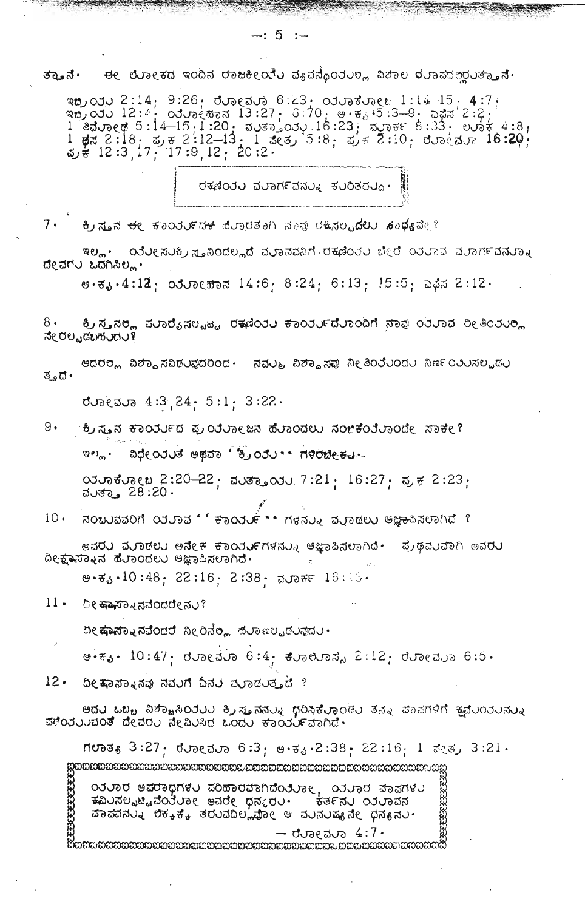ತಾನೆ· ಈ ಲೋಕದ ಇಂದಿನ ರಾಜಕೀಯ ವ್ಯವಸ್ಥೆಯಲ್ಲಿ ವಿಶಾಲ ರೂಪದಲ್ಲಿರುತ್ತಾನೆ·

ಇಬ್ರಿಯ 2:14; 9:26; ರೋಮಾ 6:23; ಯಾಕೋಬ 1:14–15; 4:7; ಇಬ್ರಿಯ 12:4; ಯೋಹಾನ 13:27; 6:70; ಅ·ಕೃ·5:3–9; ಎಫೆಸ 2:2; 1 ತಿಮೋಥೆ 5:14–15; 1:20; ಮತ್ತಾಯ 16:23; ಮಾರ್ಕ 8:33; ಲೂಕ 4:8; 1 ಥೆಸ 2:18; ಪ್ರಕ 2:12–13; 1 ಪೇತ್ರ 5:8; ಪ್ರಕ 2:10; ರೋಮಾ 16:20; ಪ್ರಕ 12:3,17; 17:9,12; 20:2·

## ರಕ್ಷಣೆಯ ಮಾರ್ಗವನ್ನು ಕುರಿತದ್ದು·

7· ಕ್ರಿಸ್ತನ ಈ ಕಾರ್ಯದ ಹೊರತಾಗಿ ನಾವು ರಕ್ಷಿಸಲ್ಪಡಲು ಸಾಧ್ಯವೇ?

ಇಲ್ಲ· ಯೇಸುಕ್ರಿಸ್ತನಿಂದಲ್ಲದೆ ಮಾನವನಿಗೆ ರಕ್ಷಣೆಯ ಬೇರೆ ಯಾವ ಮಾರ್ಗವನ್ನೂ ದೇವರು ಒದಗಿಸಿಲ್ಲ·

ಅ·ಕೃ·4:12; ಯೋಹಾನ 14:6; 8:24; 6:13; 15:5; ಎಫೆಸ 2:12·

8· ಕ್ರಿಸ್ತನಲ್ಲಿ ಪೂರೈಸಲ್ಪಟ್ಟ ರಕ್ಷಣೆಯ ಕಾರ್ಯದೊಂದಿಗೆ ನಾವು ಯಾವ ರೀತಿಯಲ್ಲಿ ಸೇರಲ್ಪಡಬಹುದು?

ಆದರಲ್ಲಿ ವಿಶ್ವಾಸವಿಡುವುದರಿಂದ· ನಮ್ಮ ವಿಶ್ವಾಸವು ನೀತಿಯೆಂದು ನಿರ್ಣಯಿಸಲ್ಪಡುತ್ತದೆ·

ರೋಮಾ 4:3,24; 5:1; 3:22·

9· ಕ್ರಿಸ್ತನ ಕಾರ್ಯದ ಪ್ರಯೋಜನ ಹೊಂದಲು ನಂಬಿಕೆಯೊಂದೇ ಸಾಕೇ?

ಇಲ್ಲ· ವಿಧೇಯತೆ ಅಥವಾ "ಕ್ರಿಯೆ" ಗಳಿರಬೇಕು·

ಯಾಕೋಬ 2:20–22; ಮತ್ತಾಯ 7:21; 16:27; ಪ್ರಕ 2:23; ಮತ್ತಾ 28:20·

10· ನಂಬುವವರಿಗೆ ಯಾವ "ಕಾರ್ಯ" ಗಳನ್ನು ಮಾಡಲು ಆಜ್ಞಾಪಿಸಲಾಗಿದೆ?

ಅವರು ಮಾಡಲು ಅನೇಕ ಕಾರ್ಯಗಳನ್ನು ಆಜ್ಞಾಪಿಸಲಾಗಿದೆ· ಪ್ರಥಮವಾಗಿ ಅವರು ದೀಕ್ಷಾಸ್ನಾನ ಹೊಂದಲು ಆಜ್ಞಾಪಿಸಲಾಗಿದೆ·

ಅ·ಕೃ·10:48; 22:16; 2:38; ಮಾರ್ಕ 16:16·

11· ದೀಕ್ಷಾಸ್ನಾನವೆಂದರೇನು?

ದೀಕ್ಷಾಸ್ನಾನವೆಂದರೆ ನೀರಿನಲ್ಲಿ ಹೂಣಲ್ಪಡುವುದು·

ಅ·ಕೃ· 10:47; ರೋಮಾ 6:4; ಕೊಲೊಸ್ಸೆ 2:12; ರೋಮಾ 6:5·

12· ದೀಕ್ಷಾಸ್ನಾನವು ನಮಗೆ ಏನು ಮಾಡುತ್ತದೆ?

ಅದು ಒಬ್ಬ ವಿಶ್ವಾಸಿಯು ಕ್ರಿಸ್ತನನ್ನು ಧರಿಸಿಕೊಂಡು ತನ್ನ ಪಾಪಗಳಿಗೆ ಕ್ಷಮೆಯನ್ನು ಪಡೆಯುವಂತೆ ದೇವರು ನೇಮಿಸಿದ ಒಂದು ಕಾರ್ಯವಾಗಿದೆ·

ಗಲಾತ್ಯ 3:27; ರೋಮಾ 6:3; ಅ·ಕೃ·2:38; 22:16; 1 ಪೇತ್ರ 3:21·

> ಯಾರ ಅಪರಾಧಗಳು ಪರಿಹಾರವಾಗಿದೆಯೋ, ಯಾರ ಪಾಪಗಳು ಕ್ಷಮಿಸಲ್ಪಟ್ಟಿವೆಯೋ ಅವರೇ ಧನ್ಯರು· ಕರ್ತನು ಯಾವನ ಪಾಪವನ್ನು ಲೆಕ್ಕಕ್ಕೆ ತರುವದಿಲ್ಲವೋ ಆ ಮನುಷ್ಯನೇ ಧನ್ಯನು·
>
> — ರೋಮಾ 4:7·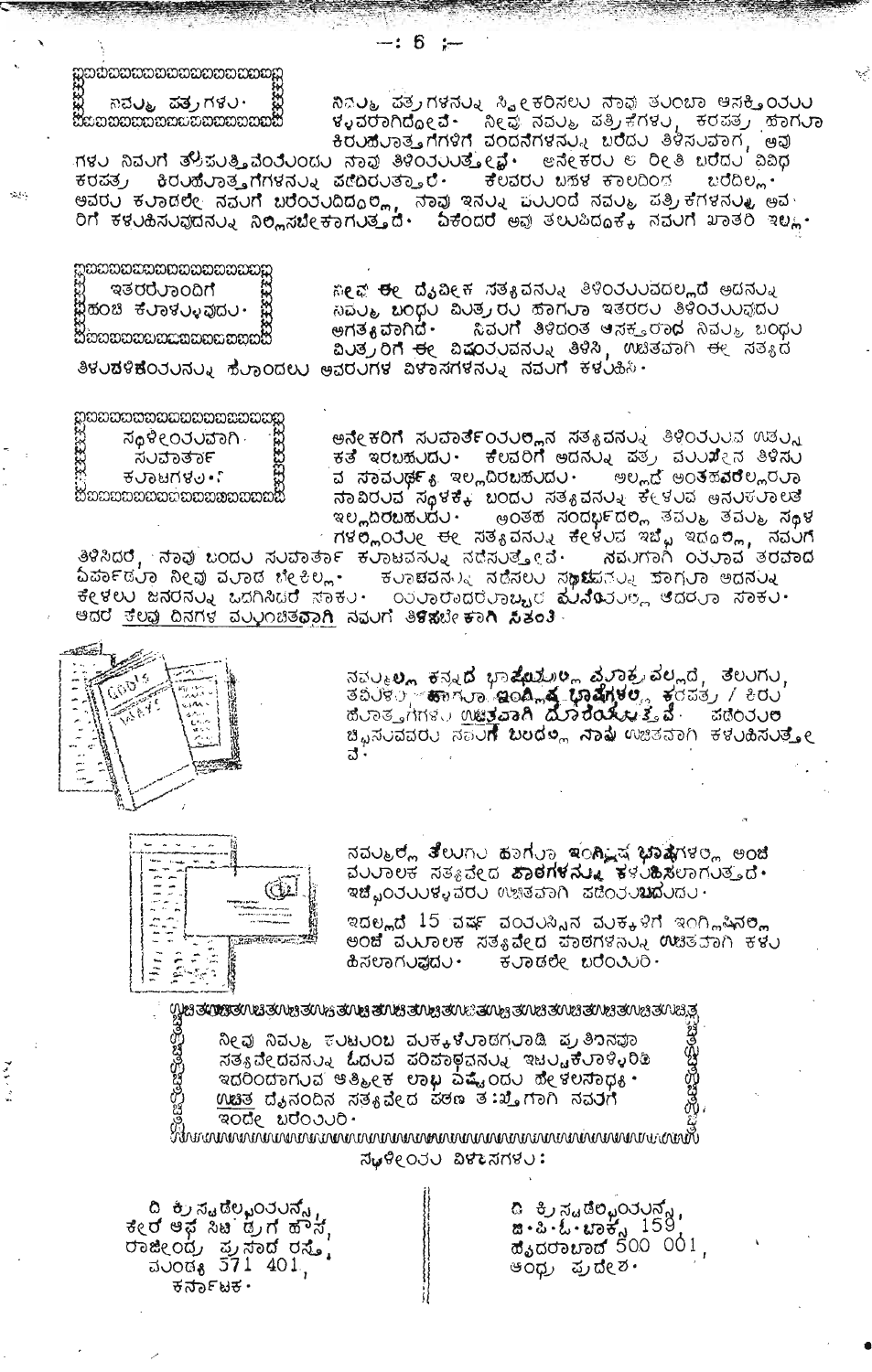**ನಮ್ಮ ಪತ್ರಗಳು·**

ನಿಮ್ಮ ಪತ್ರಗಳನ್ನು ಸ್ವೀಕರಿಸಲು ನಾವು ತುಂಬಾ ಆಸಕ್ತಿಯುಳ್ಳವರಾಗಿದ್ದೇವೆ· ನೀವು ನಮ್ಮ ಪತ್ರಿಕೆಗಳು, ಕರಪತ್ರ ಹಾಗೂ ಕಿರುಹೊತ್ತಗೆಗಳಿಗೆ ವಂದನೆಗಳನ್ನು ಬರೆದು ತಿಳಿಸುವಾಗ, ಅವುಗಳು ನಿಮಗೆ ತೃಪ್ತಿಕರವೆಂದು ನಾವು ತಿಳಿಯುತ್ತೇವೆ· ಅನೇಕರು ಈ ರೀತಿ ಬರೆದು ವಿವಿಧ ಕರಪತ್ರ ಕಿರುಹೊತ್ತಗೆಗಳನ್ನು ಪಡೆದಿರುತ್ತಾರೆ· ಕೆಲವರು ಬಹಳ ಕಾಲದಿಂದ ಬರೆದಿಲ್ಲ· ಅವರು ಕೂಡಲೇ ನಮಗೆ ಬರೆಯದಿದ್ದರೆ, ನಾವು ಇನ್ನು ಮುಂದೆ ನಮ್ಮ ಪತ್ರಿಕೆಗಳನ್ನು ಅವರಿಗೆ ಕಳುಹಿಸುವುದನ್ನು ನಿಲ್ಲಿಸಬೇಕಾಗುತ್ತದೆ· ಏಕೆಂದರೆ ಅವು ತಲುಪಿದ್ದಕ್ಕೆ ನಮಗೆ ಖಾತರಿ ಇಲ್ಲ·

**ಇತರರೊಂದಿಗೆ ಹಂಚಿ ಕೊಳ್ಳುವುದು·**

ನೀವು ಈ ದೈವಿಕ ಸತ್ಯವನ್ನು ತಿಳಿಯುವದಲ್ಲದೆ ಅದನ್ನು ನಿಮ್ಮ ಬಂಧು ಮಿತ್ರರು ಹಾಗೂ ಇತರರು ತಿಳಿಯುವುದು ಅಗತ್ಯವಾಗಿದೆ· ನಿಮಗೆ ತಿಳಿದಂತ ಆಸಕ್ತರಾದ ನಿಮ್ಮ ಬಂಧು ಮಿತ್ರರಿಗೆ ಈ ವಿಷಯವನ್ನು ತಿಳಿಸಿ, ಉಚಿತವಾಗಿ ಈ ಸತ್ಯದ ತಿಳುವಳಿಕೆಯನ್ನು ಹೊಂದಲು ಅವರುಗಳ ವಿಳಾಸಗಳನ್ನು ನಮಗೆ ಕಳುಹಿಸಿ·

**ಸ್ಥಳೀಯವಾಗಿ· ಸುವಾರ್ತಾ ಕೂಟಗಳು·**

ಅನೇಕರಿಗೆ ಸುವಾರ್ತೆಯಲ್ಲಿನ ಸತ್ಯವನ್ನು ತಿಳಿಯುವ ಉತ್ಸುಕತೆ ಇರಬಹುದು· ಕೆಲವರಿಗೆ ಅದನ್ನು ಪತ್ರ ಮುಖೇನ ತಿಳಿಸುವ ಸಾಮರ್ಥ್ಯ ಇಲ್ಲದಿರಬಹುದು· ಅಲ್ಲದೆ ಅಂತಹವರೆಲ್ಲರೂ ನಾವಿರುವ ಸ್ಥಳಕ್ಕೆ ಬಂದು ಸತ್ಯವನ್ನು ಕೇಳುವ ಅನುಕೂಲತೆ ಇಲ್ಲದಿರಬಹುದು· ಅಂತಹ ಸಂದರ್ಭದಲ್ಲಿ ತಮ್ಮ ತಮ್ಮ ಸ್ಥಳಗಳಲ್ಲಿಯೇ ಈ ಸತ್ಯವನ್ನು ಕೇಳುವ ಇಚ್ಛೆ ಇದ್ದರೆ, ನಮಗೆ ತಿಳಿಸಿದರೆ, ನಾವು ಬಂದು ಸುವಾರ್ತಾ ಕೂಟವನ್ನು ನಡೆಸುತ್ತೇವೆ· ನಮಗಾಗಿ ಯಾವ ತರವಾದ ಏರ್ಪಾಡೂ ನೀವು ಮಾಡ ಬೇಕಿಲ್ಲ· ಕೂಟವನ್ನು ನಡೆಸಲು ಸ್ಥಳವನ್ನು ಹಾಗೂ ಅದನ್ನು ಕೇಳಲು ಜನರನ್ನು ಒದಗಿಸಿದರೆ ಸಾಕು· ಯಾರಾದರೊಬ್ಬರ ಮನೆಯಲ್ಲಿ ಆದರೂ ಸಾಕು· ಆದರೆ <u>ಕೆಲವು ದಿನಗಳ ಮುಂಚಿತವಾಗಿ</u> ನಮಗೆ ತಿಳಿಸಬೇಕಾಗಿ ವಿನಂತಿ·

ನಮ್ಮಲ್ಲಿ ಕನ್ನಡ ಭಾಷೆಯಲ್ಲಿ ಮಾತ್ರವಲ್ಲದೆ, ತೆಲುಗು, ತಮಿಳು ಹಾಗೂ ಇಂಗ್ಲೀಷ್ ಭಾಷೆಗಳಲ್ಲಿ ಕರಪತ್ರ / ಕಿರುಹೊತ್ತಗೆಗಳು <u>ಉಚಿತವಾಗಿ</u> ದೊರೆಯುತ್ತವೆ· ಪಡೆಯಲಿಚ್ಛಿಸುವವರು ನಮಗೆ ಬರೆದಲ್ಲಿ ನಾವು ಉಚಿತವಾಗಿ ಕಳುಹಿಸುತ್ತೇವೆ·

ನಮ್ಮಲ್ಲಿ ತೆಲುಗು ಹಾಗೂ ಇಂಗ್ಲೀಷ್ ಭಾಷೆಗಳಲ್ಲಿ ಅಂಚೆ ಮೂಲಕ ಸತ್ಯವೇದ ಪಾಠಗಳನ್ನು ಕಳುಹಿಸಲಾಗುತ್ತದೆ· ಇಚ್ಛೆಯುಳ್ಳವರು ಉಚಿತವಾಗಿ ಪಡೆಯಬಹುದು·

ಇದಲ್ಲದೆ 15 ವರ್ಷ ವಯಸ್ಸಿನ ಮಕ್ಕಳಿಗೆ ಇಂಗ್ಲೀಷಿನಲ್ಲಿ ಅಂಚೆ ಮೂಲಕ ಸತ್ಯವೇದ ಪಾಠಗಳನ್ನು ಉಚಿತವಾಗಿ ಕಳುಹಿಸಲಾಗುವುದು· ಕೂಡಲೇ ಬರೆಯಿರಿ·

ನೀವು ನಿಮ್ಮ ಕುಟುಂಬ ಮಕ್ಕಳೊಡಗೂಡಿ ಪ್ರತಿನಿತ್ಯ ಸತ್ಯವೇದವನ್ನು ಓದುವ ಪರಿಪಾಠವನ್ನು ಇಟ್ಟುಕೊಳ್ಳಿರಿ· ಇದರಿಂದಾಗುವ ಆತ್ಮೀಕ ಲಾಭ ಎಷ್ಟೆಂದು ಹೇಳಲಸಾಧ್ಯ· <u>ಉಚಿತ</u> ದೈನಂದಿನ ಸತ್ಯವೇದ ಪಠಣ ತ:ಖ್ತೆಗಾಗಿ ನಮಗೆ ಇಂದೇ ಬರೆಯಿರಿ·

**ಸ್ಥಳೀಯ ವಿಳಾಸಗಳು:**

ದಿ ಕ್ರಿಸ್ಟಡೆಲ್ಫಿಯನ್ಸ್,
ಕೇರ್ ಆಫ್ ಸಿಟಿ ಡ್ರಗ್ ಹೌಸ್,
ರಾಜೇಂದ್ರ ಪ್ರಸಾದ ರಸ್ತೆ,
ಮಂಡ್ಯ 571 401,
ಕರ್ನಾಟಕ·

ದಿ ಕ್ರಿಸ್ಟಡೆಲ್ಫಿಯನ್ಸ್,
ಜಿ·ಪಿ·ಓ·ಬಾಕ್ಸ್ 159,
ಹೈದರಾಬಾದ 500 001,
ಆಂಧ್ರ ಪ್ರದೇಶ·